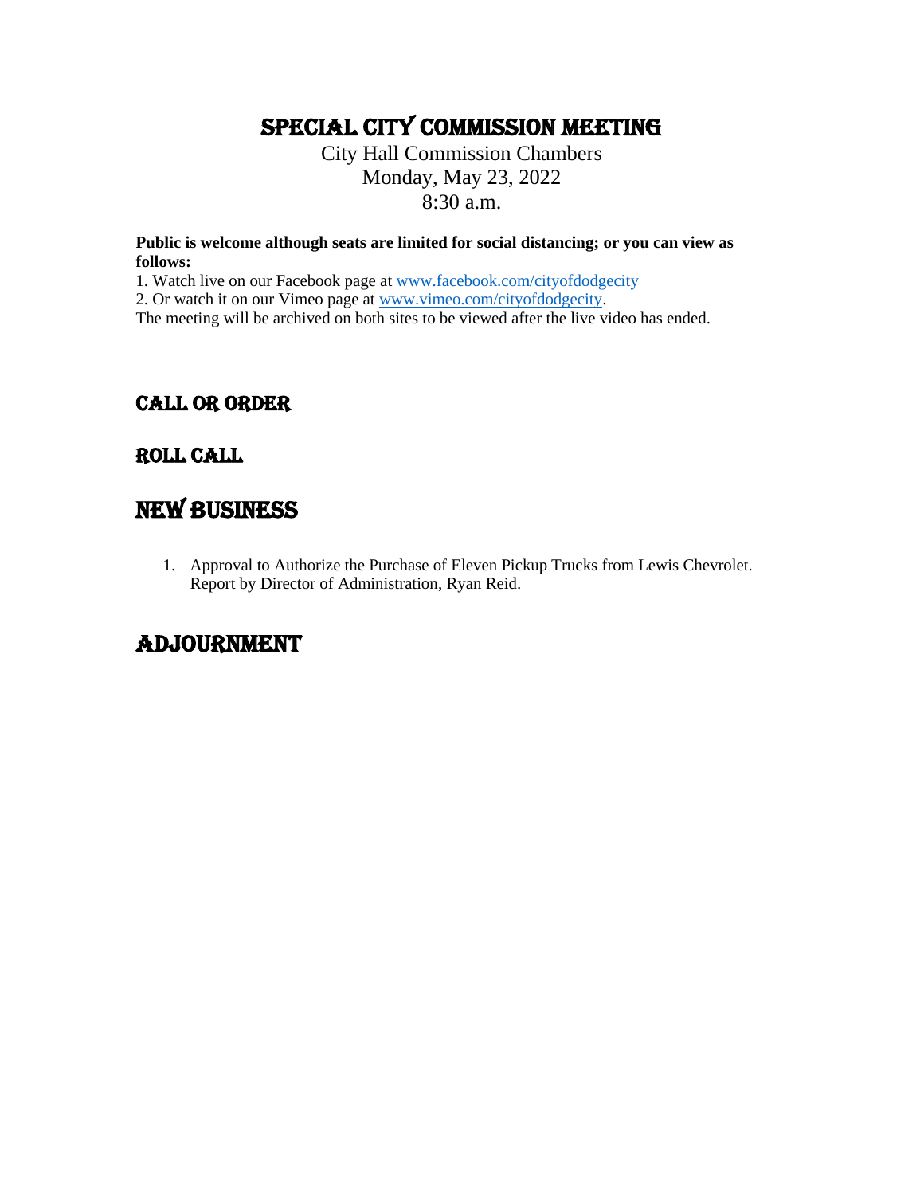# Special City Commission Meeting

City Hall Commission Chambers
Monday, May 23, 2022
8:30 a.m.

**Public is welcome although seats are limited for social distancing; or you can view as follows:**

1. Watch live on our Facebook page at www.facebook.com/cityofdodgecity
2. Or watch it on our Vimeo page at www.vimeo.com/cityofdodgecity.

The meeting will be archived on both sites to be viewed after the live video has ended.

## Call or Order

## Roll Call

## New Business

1. Approval to Authorize the Purchase of Eleven Pickup Trucks from Lewis Chevrolet. Report by Director of Administration, Ryan Reid.

## Adjournment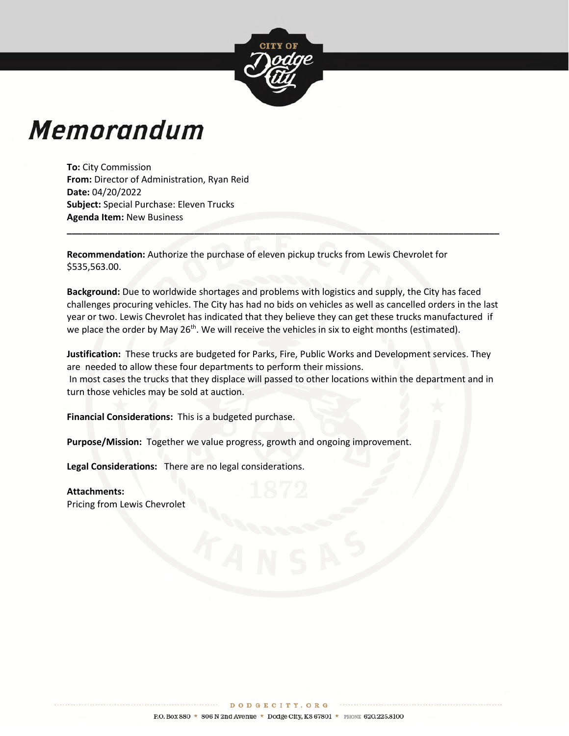# Memorandum

**To:** City Commission
**From:** Director of Administration, Ryan Reid
**Date:** 04/20/2022
**Subject:** Special Purchase: Eleven Trucks
**Agenda Item:** New Business

---

**Recommendation:** Authorize the purchase of eleven pickup trucks from Lewis Chevrolet for $535,563.00.

**Background:** Due to worldwide shortages and problems with logistics and supply, the City has faced challenges procuring vehicles. The City has had no bids on vehicles as well as cancelled orders in the last year or two. Lewis Chevrolet has indicated that they believe they can get these trucks manufactured if we place the order by May 26th. We will receive the vehicles in six to eight months (estimated).

**Justification:** These trucks are budgeted for Parks, Fire, Public Works and Development services. They are needed to allow these four departments to perform their missions.
In most cases the trucks that they displace will passed to other locations within the department and in turn those vehicles may be sold at auction.

**Financial Considerations:** This is a budgeted purchase.

**Purpose/Mission:** Together we value progress, growth and ongoing improvement.

**Legal Considerations:** There are no legal considerations.

**Attachments:**
Pricing from Lewis Chevrolet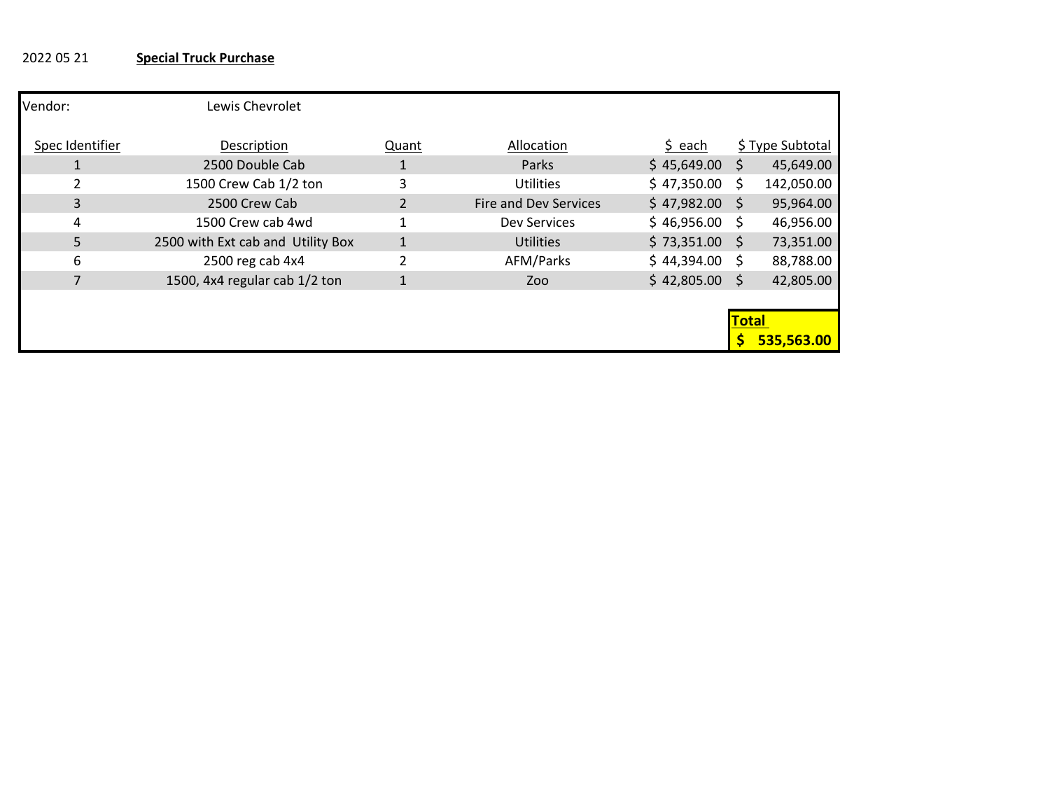2022 05 21 **Special Truck Purchase**

Vendor: Lewis Chevrolet

| Spec Identifier | Description | Quant | Allocation | $ each | $ Type Subtotal |
|---|---|---|---|---|---|
| 1 | 2500 Double Cab | 1 | Parks | $ 45,649.00 | $ 45,649.00 |
| 2 | 1500 Crew Cab 1/2 ton | 3 | Utilities | $ 47,350.00 | $ 142,050.00 |
| 3 | 2500 Crew Cab | 2 | Fire and Dev Services | $ 47,982.00 | $ 95,964.00 |
| 4 | 1500 Crew cab 4wd | 1 | Dev Services | $ 46,956.00 | $ 46,956.00 |
| 5 | 2500 with Ext cab and Utility Box | 1 | Utilities | $ 73,351.00 | $ 73,351.00 |
| 6 | 2500 reg cab 4x4 | 2 | AFM/Parks | $ 44,394.00 | $ 88,788.00 |
| 7 | 1500, 4x4 regular cab 1/2 ton | 1 | Zoo | $ 42,805.00 | $ 42,805.00 |
| | | | | | **Total** |
| | | | | | **$ 535,563.00** |